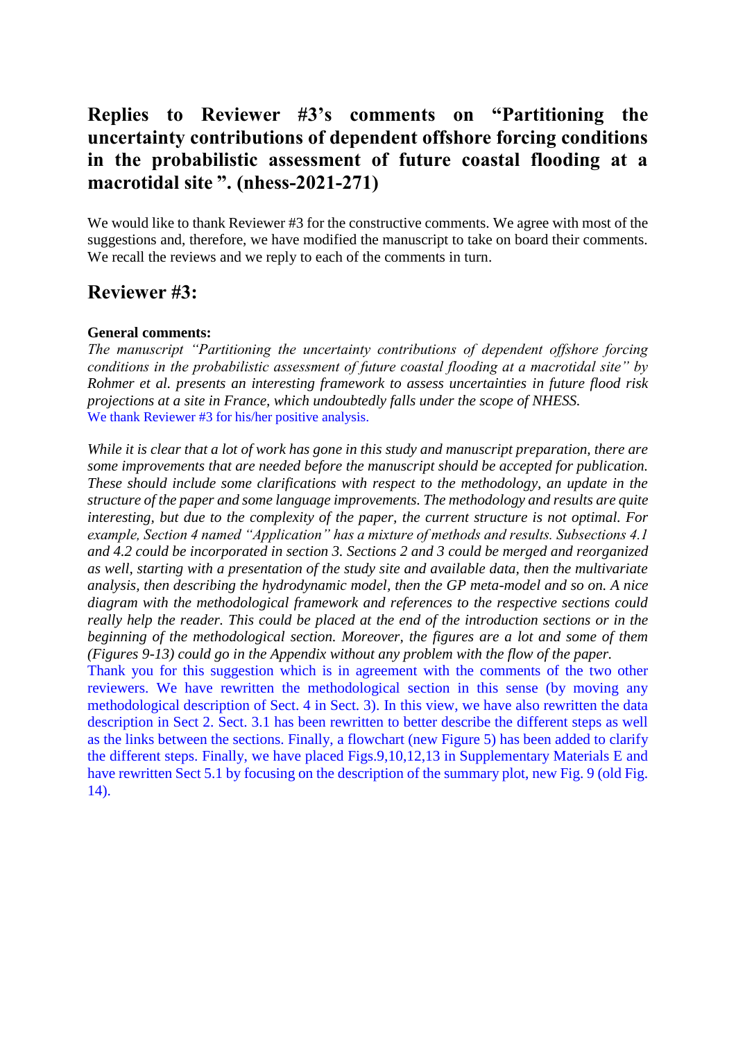# Replies to Reviewer #3's comments on "Partitioning the uncertainty contributions of dependent offshore forcing conditions in the probabilistic assessment of future coastal flooding at a macrotidal site ". (nhess-2021-271)

We would like to thank Reviewer #3 for the constructive comments. We agree with most of the suggestions and, therefore, we have modified the manuscript to take on board their comments. We recall the reviews and we reply to each of the comments in turn.

## Reviewer #3:

**General comments:**

*The manuscript "Partitioning the uncertainty contributions of dependent offshore forcing conditions in the probabilistic assessment of future coastal flooding at a macrotidal site" by Rohmer et al. presents an interesting framework to assess uncertainties in future flood risk projections at a site in France, which undoubtedly falls under the scope of NHESS.*

We thank Reviewer #3 for his/her positive analysis.

*While it is clear that a lot of work has gone in this study and manuscript preparation, there are some improvements that are needed before the manuscript should be accepted for publication. These should include some clarifications with respect to the methodology, an update in the structure of the paper and some language improvements. The methodology and results are quite interesting, but due to the complexity of the paper, the current structure is not optimal. For example, Section 4 named "Application" has a mixture of methods and results. Subsections 4.1 and 4.2 could be incorporated in section 3. Sections 2 and 3 could be merged and reorganized as well, starting with a presentation of the study site and available data, then the multivariate analysis, then describing the hydrodynamic model, then the GP meta-model and so on. A nice diagram with the methodological framework and references to the respective sections could really help the reader. This could be placed at the end of the introduction sections or in the beginning of the methodological section. Moreover, the figures are a lot and some of them (Figures 9-13) could go in the Appendix without any problem with the flow of the paper.*

Thank you for this suggestion which is in agreement with the comments of the two other reviewers. We have rewritten the methodological section in this sense (by moving any methodological description of Sect. 4 in Sect. 3). In this view, we have also rewritten the data description in Sect 2. Sect. 3.1 has been rewritten to better describe the different steps as well as the links between the sections. Finally, a flowchart (new Figure 5) has been added to clarify the different steps. Finally, we have placed Figs.9,10,12,13 in Supplementary Materials E and have rewritten Sect 5.1 by focusing on the description of the summary plot, new Fig. 9 (old Fig. 14).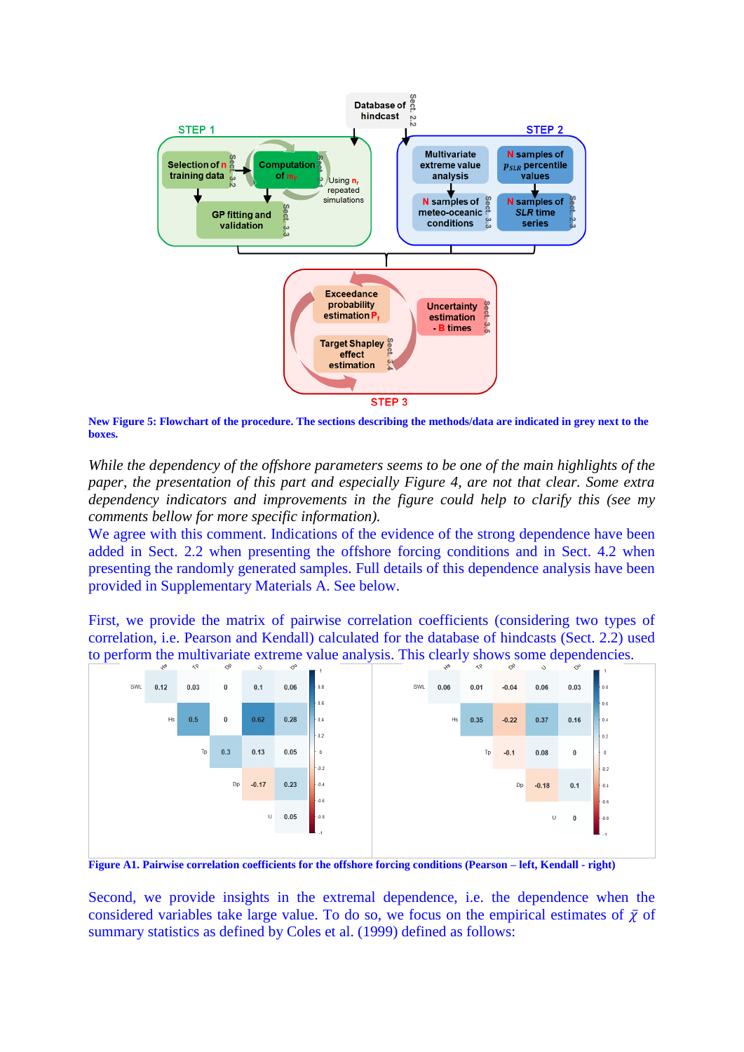**New Figure 5: Flowchart of the procedure. The sections describing the methods/data are indicated in grey next to the boxes.**

*While the dependency of the offshore parameters seems to be one of the main highlights of the paper, the presentation of this part and especially Figure 4, are not that clear. Some extra dependency indicators and improvements in the figure could help to clarify this (see my comments bellow for more specific information).*

We agree with this comment. Indications of the evidence of the strong dependence have been added in Sect. 2.2 when presenting the offshore forcing conditions and in Sect. 4.2 when presenting the randomly generated samples. Full details of this dependence analysis have been provided in Supplementary Materials A. See below.

First, we provide the matrix of pairwise correlation coefficients (considering two types of correlation, i.e. Pearson and Kendall) calculated for the database of hindcasts (Sect. 2.2) used to perform the multivariate extreme value analysis. This clearly shows some dependencies.

Pearson:

| | Hs | Tp | Dp | U | Du |
|---|---|---|---|---|---|
| SWL | 0.12 | 0.03 | 0 | 0.1 | 0.06 |
| Hs | | 0.5 | 0 | 0.62 | 0.28 |
| Tp | | | 0.3 | 0.13 | 0.05 |
| Dp | | | | -0.17 | 0.23 |
| U | | | | | 0.05 |

Kendall:

| | Hs | Tp | Dp | U | Du |
|---|---|---|---|---|---|
| SWL | 0.06 | 0.01 | -0.04 | 0.06 | 0.03 |
| Hs | | 0.35 | -0.22 | 0.37 | 0.16 |
| Tp | | | -0.1 | 0.08 | 0 |
| Dp | | | | -0.18 | 0.1 |
| U | | | | | 0 |

**Figure A1. Pairwise correlation coefficients for the offshore forcing conditions (Pearson – left, Kendall - right)**

Second, we provide insights in the extremal dependence, i.e. the dependence when the considered variables take large value. To do so, we focus on the empirical estimates of $\bar{\chi}$ of summary statistics as defined by Coles et al. (1999) defined as follows: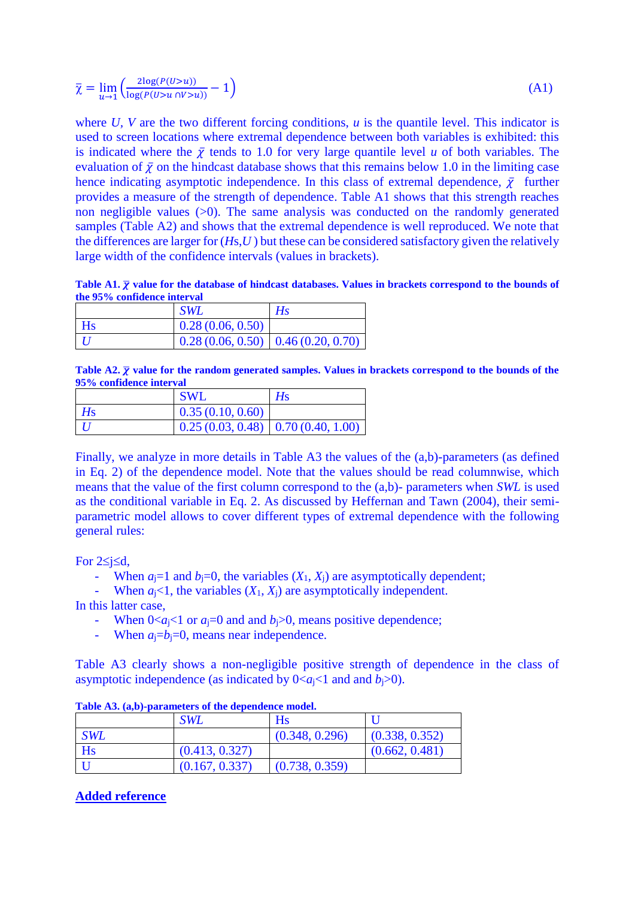$$\bar{\chi} = \lim_{u \to 1} \left( \frac{2\log(P(U>u))}{\log(P(U>u \cap V>u))} - 1 \right) \quad \text{(A1)}$$

where $U$, $V$ are the two different forcing conditions, $u$ is the quantile level. This indicator is used to screen locations where extremal dependence between both variables is exhibited: this is indicated where the $\bar{\chi}$ tends to 1.0 for very large quantile level $u$ of both variables. The evaluation of $\bar{\chi}$ on the hindcast database shows that this remains below 1.0 in the limiting case hence indicating asymptotic independence. In this class of extremal dependence, $\bar{\chi}$ further provides a measure of the strength of dependence. Table A1 shows that this strength reaches non negligible values (>0). The same analysis was conducted on the randomly generated samples (Table A2) and shows that the extremal dependence is well reproduced. We note that the differences are larger for ($Hs$,$U$ ) but these can be considered satisfactory given the relatively large width of the confidence intervals (values in brackets).

**Table A1. $\bar{\chi}$ value for the database of hindcast databases. Values in brackets correspond to the bounds of the 95% confidence interval**

| | *SWL* | *Hs* |
|---|---|---|
| Hs | 0.28 (0.06, 0.50) | |
| *U* | 0.28 (0.06, 0.50) | 0.46 (0.20, 0.70) |

**Table A2. $\bar{\chi}$ value for the random generated samples. Values in brackets correspond to the bounds of the 95% confidence interval**

| | SWL | *Hs* |
|---|---|---|
| *Hs* | 0.35 (0.10, 0.60) | |
| *U* | 0.25 (0.03, 0.48) | 0.70 (0.40, 1.00) |

Finally, we analyze in more details in Table A3 the values of the (a,b)-parameters (as defined in Eq. 2) of the dependence model. Note that the values should be read columnwise, which means that the value of the first column correspond to the (a,b)- parameters when *SWL* is used as the conditional variable in Eq. 2. As discussed by Heffernan and Tawn (2004), their semi-parametric model allows to cover different types of extremal dependence with the following general rules:

For 2≤j≤d,

- When $a_j$=1 and $b_j$=0, the variables ($X_1$, $X_j$) are asymptotically dependent;
- When $a_j$<1, the variables ($X_1$, $X_j$) are asymptotically independent.

In this latter case,

- When 0<$a_j$<1 or $a_j$=0 and and $b_j$>0, means positive dependence;
- When $a_j$=$b_j$=0, means near independence.

Table A3 clearly shows a non-negligible positive strength of dependence in the class of asymptotic independence (as indicated by 0<$a_j$<1 and and $b_j$>0).

**Table A3. (a,b)-parameters of the dependence model.**

| | *SWL* | Hs | U |
|---|---|---|---|
| *SWL* | | (0.348, 0.296) | (0.338, 0.352) |
| Hs | (0.413, 0.327) | | (0.662, 0.481) |
| U | (0.167, 0.337) | (0.738, 0.359) | |

**Added reference**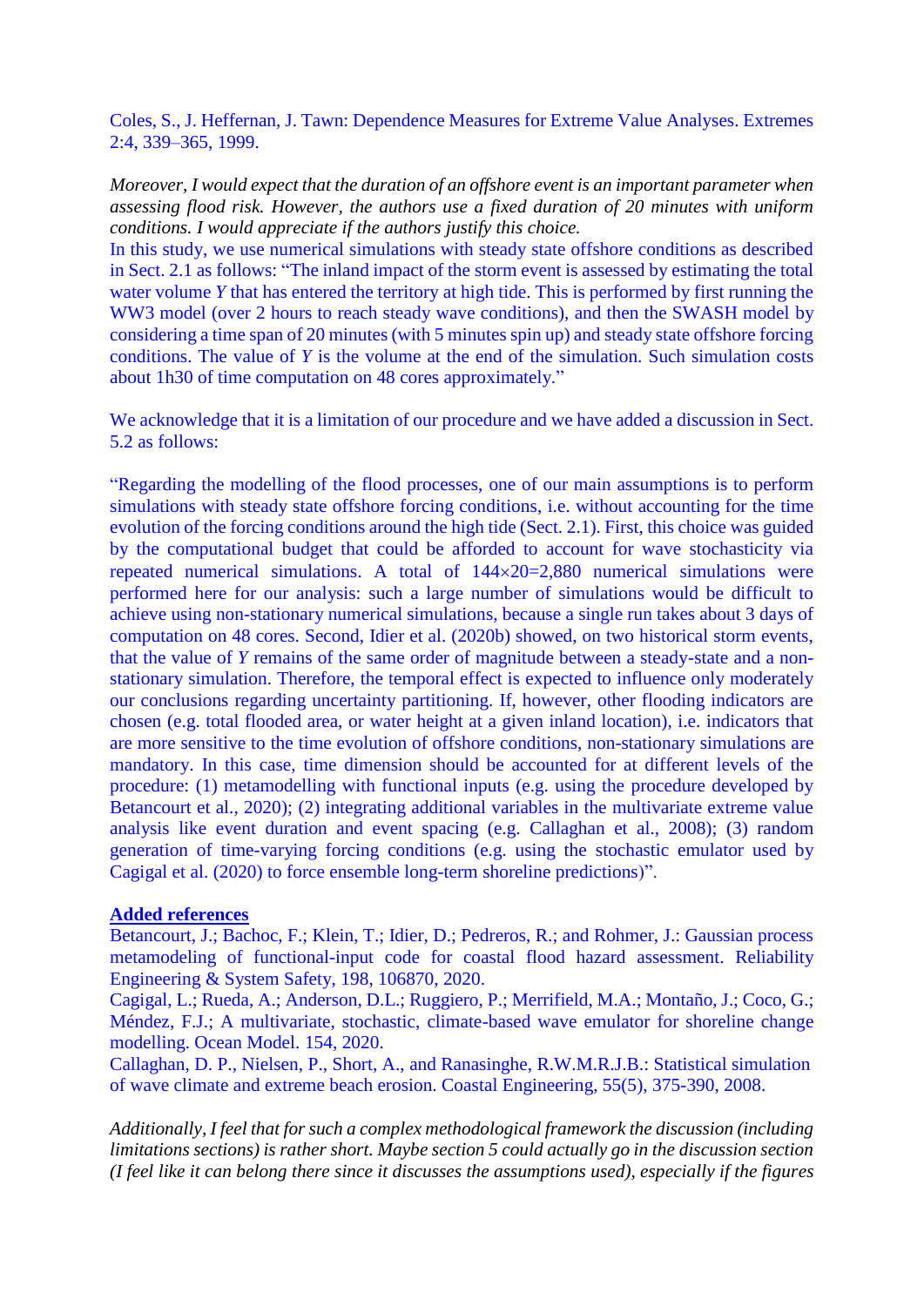Coles, S., J. Heffernan, J. Tawn: Dependence Measures for Extreme Value Analyses. Extremes 2:4, 339–365, 1999.

*Moreover, I would expect that the duration of an offshore event is an important parameter when assessing flood risk. However, the authors use a fixed duration of 20 minutes with uniform conditions. I would appreciate if the authors justify this choice.*

In this study, we use numerical simulations with steady state offshore conditions as described in Sect. 2.1 as follows: "The inland impact of the storm event is assessed by estimating the total water volume *Y* that has entered the territory at high tide. This is performed by first running the WW3 model (over 2 hours to reach steady wave conditions), and then the SWASH model by considering a time span of 20 minutes (with 5 minutes spin up) and steady state offshore forcing conditions. The value of *Y* is the volume at the end of the simulation. Such simulation costs about 1h30 of time computation on 48 cores approximately."

We acknowledge that it is a limitation of our procedure and we have added a discussion in Sect. 5.2 as follows:

"Regarding the modelling of the flood processes, one of our main assumptions is to perform simulations with steady state offshore forcing conditions, i.e. without accounting for the time evolution of the forcing conditions around the high tide (Sect. 2.1). First, this choice was guided by the computational budget that could be afforded to account for wave stochasticity via repeated numerical simulations. A total of 144×20=2,880 numerical simulations were performed here for our analysis: such a large number of simulations would be difficult to achieve using non-stationary numerical simulations, because a single run takes about 3 days of computation on 48 cores. Second, Idier et al. (2020b) showed, on two historical storm events, that the value of *Y* remains of the same order of magnitude between a steady-state and a non-stationary simulation. Therefore, the temporal effect is expected to influence only moderately our conclusions regarding uncertainty partitioning. If, however, other flooding indicators are chosen (e.g. total flooded area, or water height at a given inland location), i.e. indicators that are more sensitive to the time evolution of offshore conditions, non-stationary simulations are mandatory. In this case, time dimension should be accounted for at different levels of the procedure: (1) metamodelling with functional inputs (e.g. using the procedure developed by Betancourt et al., 2020); (2) integrating additional variables in the multivariate extreme value analysis like event duration and event spacing (e.g. Callaghan et al., 2008); (3) random generation of time-varying forcing conditions (e.g. using the stochastic emulator used by Cagigal et al. (2020) to force ensemble long-term shoreline predictions)".

**Added references**

Betancourt, J.; Bachoc, F.; Klein, T.; Idier, D.; Pedreros, R.; and Rohmer, J.: Gaussian process metamodeling of functional-input code for coastal flood hazard assessment. Reliability Engineering & System Safety, 198, 106870, 2020.

Cagigal, L.; Rueda, A.; Anderson, D.L.; Ruggiero, P.; Merrifield, M.A.; Montaño, J.; Coco, G.; Méndez, F.J.; A multivariate, stochastic, climate-based wave emulator for shoreline change modelling. Ocean Model. 154, 2020.

Callaghan, D. P., Nielsen, P., Short, A., and Ranasinghe, R.W.M.R.J.B.: Statistical simulation of wave climate and extreme beach erosion. Coastal Engineering, 55(5), 375-390, 2008.

*Additionally, I feel that for such a complex methodological framework the discussion (including limitations sections) is rather short. Maybe section 5 could actually go in the discussion section (I feel like it can belong there since it discusses the assumptions used), especially if the figures*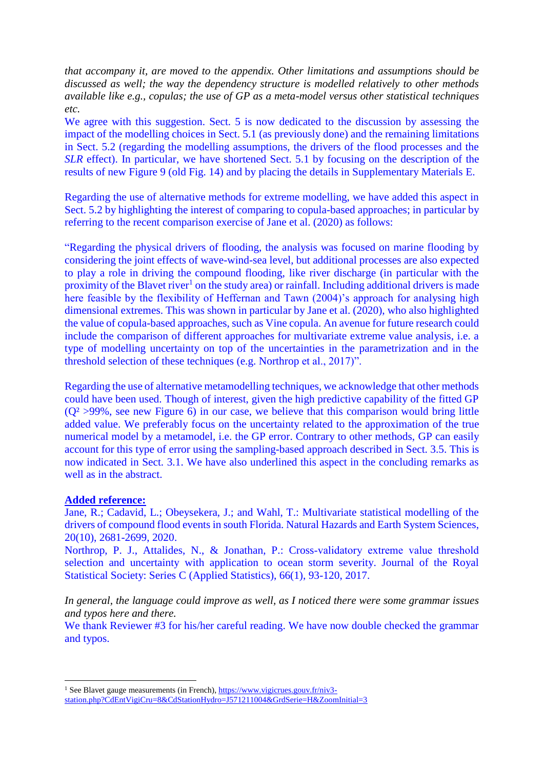*that accompany it, are moved to the appendix. Other limitations and assumptions should be discussed as well; the way the dependency structure is modelled relatively to other methods available like e.g., copulas; the use of GP as a meta-model versus other statistical techniques etc.*

We agree with this suggestion. Sect. 5 is now dedicated to the discussion by assessing the impact of the modelling choices in Sect. 5.1 (as previously done) and the remaining limitations in Sect. 5.2 (regarding the modelling assumptions, the drivers of the flood processes and the *SLR* effect). In particular, we have shortened Sect. 5.1 by focusing on the description of the results of new Figure 9 (old Fig. 14) and by placing the details in Supplementary Materials E.

Regarding the use of alternative methods for extreme modelling, we have added this aspect in Sect. 5.2 by highlighting the interest of comparing to copula-based approaches; in particular by referring to the recent comparison exercise of Jane et al. (2020) as follows:

"Regarding the physical drivers of flooding, the analysis was focused on marine flooding by considering the joint effects of wave-wind-sea level, but additional processes are also expected to play a role in driving the compound flooding, like river discharge (in particular with the proximity of the Blavet river[1] on the study area) or rainfall. Including additional drivers is made here feasible by the flexibility of Heffernan and Tawn (2004)'s approach for analysing high dimensional extremes. This was shown in particular by Jane et al. (2020), who also highlighted the value of copula-based approaches, such as Vine copula. An avenue for future research could include the comparison of different approaches for multivariate extreme value analysis, i.e. a type of modelling uncertainty on top of the uncertainties in the parametrization and in the threshold selection of these techniques (e.g. Northrop et al., 2017)".

Regarding the use of alternative metamodelling techniques, we acknowledge that other methods could have been used. Though of interest, given the high predictive capability of the fitted GP ($Q^2$ >99%, see new Figure 6) in our case, we believe that this comparison would bring little added value. We preferably focus on the uncertainty related to the approximation of the true numerical model by a metamodel, i.e. the GP error. Contrary to other methods, GP can easily account for this type of error using the sampling-based approach described in Sect. 3.5. This is now indicated in Sect. 3.1. We have also underlined this aspect in the concluding remarks as well as in the abstract.

**Added reference:**

Jane, R.; Cadavid, L.; Obeysekera, J.; and Wahl, T.: Multivariate statistical modelling of the drivers of compound flood events in south Florida. Natural Hazards and Earth System Sciences, 20(10), 2681-2699, 2020.

Northrop, P. J., Attalides, N., & Jonathan, P.: Cross-validatory extreme value threshold selection and uncertainty with application to ocean storm severity. Journal of the Royal Statistical Society: Series C (Applied Statistics), 66(1), 93-120, 2017.

*In general, the language could improve as well, as I noticed there were some grammar issues and typos here and there.*

We thank Reviewer #3 for his/her careful reading. We have now double checked the grammar and typos.

[1] See Blavet gauge measurements (in French), https://www.vigicrues.gouv.fr/niv3-station.php?CdEntVigiCru=8&CdStationHydro=J571211004&GrdSerie=H&ZoomInitial=3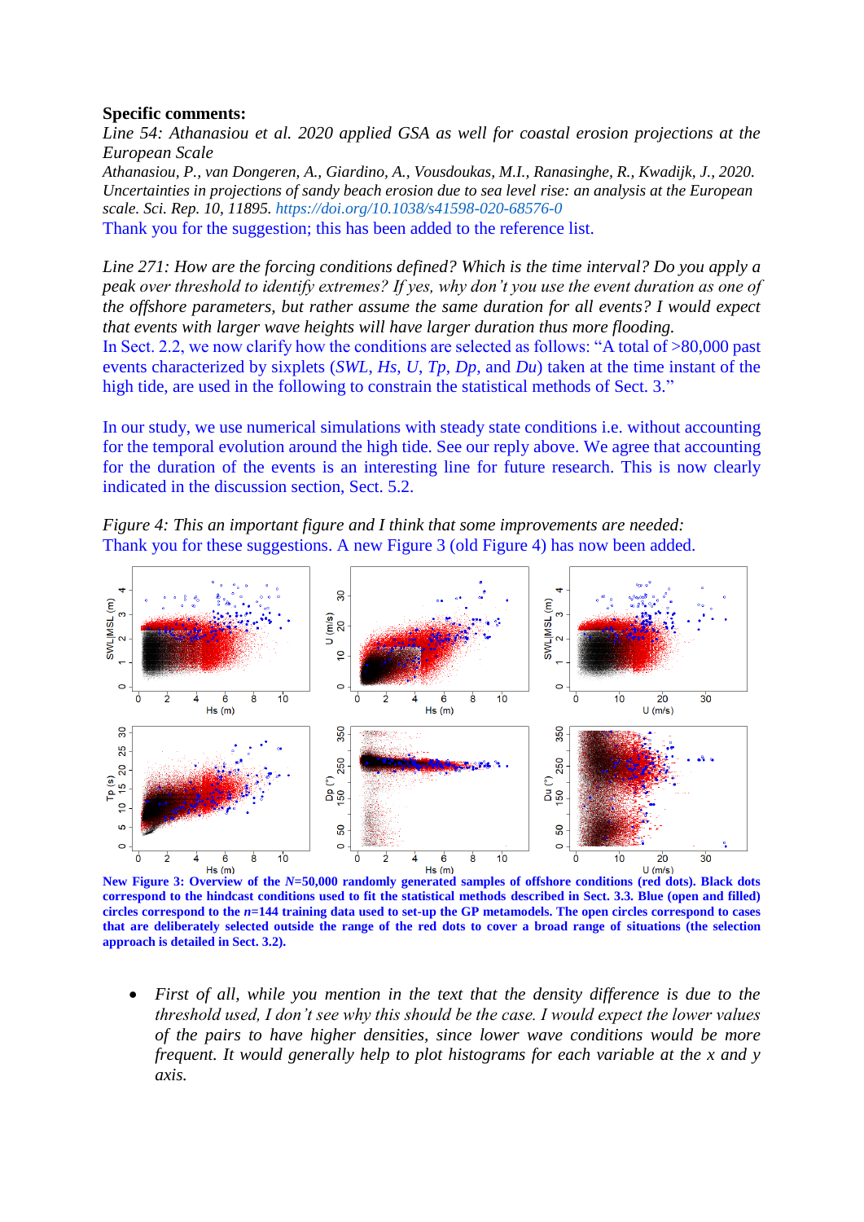**Specific comments:**

*Line 54: Athanasiou et al. 2020 applied GSA as well for coastal erosion projections at the European Scale*

*Athanasiou, P., van Dongeren, A., Giardino, A., Vousdoukas, M.I., Ranasinghe, R., Kwadijk, J., 2020. Uncertainties in projections of sandy beach erosion due to sea level rise: an analysis at the European scale. Sci. Rep. 10, 11895.* https://doi.org/10.1038/s41598-020-68576-0

Thank you for the suggestion; this has been added to the reference list.

*Line 271: How are the forcing conditions defined? Which is the time interval? Do you apply a peak over threshold to identify extremes? If yes, why don't you use the event duration as one of the offshore parameters, but rather assume the same duration for all events? I would expect that events with larger wave heights will have larger duration thus more flooding.*

In Sect. 2.2, we now clarify how the conditions are selected as follows: "A total of >80,000 past events characterized by sixplets (*SWL*, *Hs*, *U*, *Tp*, *Dp*, and *Du*) taken at the time instant of the high tide, are used in the following to constrain the statistical methods of Sect. 3."

In our study, we use numerical simulations with steady state conditions i.e. without accounting for the temporal evolution around the high tide. See our reply above. We agree that accounting for the duration of the events is an interesting line for future research. This is now clearly indicated in the discussion section, Sect. 5.2.

*Figure 4: This an important figure and I think that some improvements are needed:*

Thank you for these suggestions. A new Figure 3 (old Figure 4) has now been added.

**New Figure 3: Overview of the *N*=50,000 randomly generated samples of offshore conditions (red dots). Black dots correspond to the hindcast conditions used to fit the statistical methods described in Sect. 3.3. Blue (open and filled) circles correspond to the *n*=144 training data used to set-up the GP metamodels. The open circles correspond to cases that are deliberately selected outside the range of the red dots to cover a broad range of situations (the selection approach is detailed in Sect. 3.2).**

- *First of all, while you mention in the text that the density difference is due to the threshold used, I don't see why this should be the case. I would expect the lower values of the pairs to have higher densities, since lower wave conditions would be more frequent. It would generally help to plot histograms for each variable at the x and y axis.*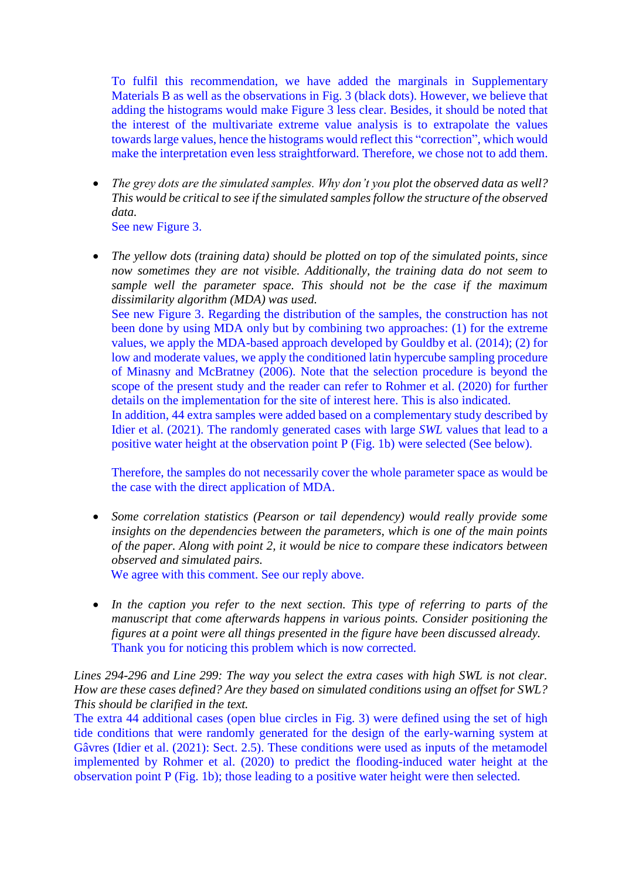To fulfil this recommendation, we have added the marginals in Supplementary Materials B as well as the observations in Fig. 3 (black dots). However, we believe that adding the histograms would make Figure 3 less clear. Besides, it should be noted that the interest of the multivariate extreme value analysis is to extrapolate the values towards large values, hence the histograms would reflect this "correction", which would make the interpretation even less straightforward. Therefore, we chose not to add them.

- *The grey dots are the simulated samples. Why don't you plot the observed data as well? This would be critical to see if the simulated samples follow the structure of the observed data.*
  See new Figure 3.

- *The yellow dots (training data) should be plotted on top of the simulated points, since now sometimes they are not visible. Additionally, the training data do not seem to sample well the parameter space. This should not be the case if the maximum dissimilarity algorithm (MDA) was used.*
  See new Figure 3. Regarding the distribution of the samples, the construction has not been done by using MDA only but by combining two approaches: (1) for the extreme values, we apply the MDA-based approach developed by Gouldby et al. (2014); (2) for low and moderate values, we apply the conditioned latin hypercube sampling procedure of Minasny and McBratney (2006). Note that the selection procedure is beyond the scope of the present study and the reader can refer to Rohmer et al. (2020) for further details on the implementation for the site of interest here. This is also indicated.
  In addition, 44 extra samples were added based on a complementary study described by Idier et al. (2021). The randomly generated cases with large *SWL* values that lead to a positive water height at the observation point P (Fig. 1b) were selected (See below).

  Therefore, the samples do not necessarily cover the whole parameter space as would be the case with the direct application of MDA.

- *Some correlation statistics (Pearson or tail dependency) would really provide some insights on the dependencies between the parameters, which is one of the main points of the paper. Along with point 2, it would be nice to compare these indicators between observed and simulated pairs.*
  We agree with this comment. See our reply above.

- *In the caption you refer to the next section. This type of referring to parts of the manuscript that come afterwards happens in various points. Consider positioning the figures at a point were all things presented in the figure have been discussed already.*
  Thank you for noticing this problem which is now corrected.

*Lines 294-296 and Line 299: The way you select the extra cases with high SWL is not clear. How are these cases defined? Are they based on simulated conditions using an offset for SWL? This should be clarified in the text.*
The extra 44 additional cases (open blue circles in Fig. 3) were defined using the set of high tide conditions that were randomly generated for the design of the early-warning system at Gâvres (Idier et al. (2021): Sect. 2.5). These conditions were used as inputs of the metamodel implemented by Rohmer et al. (2020) to predict the flooding-induced water height at the observation point P (Fig. 1b); those leading to a positive water height were then selected.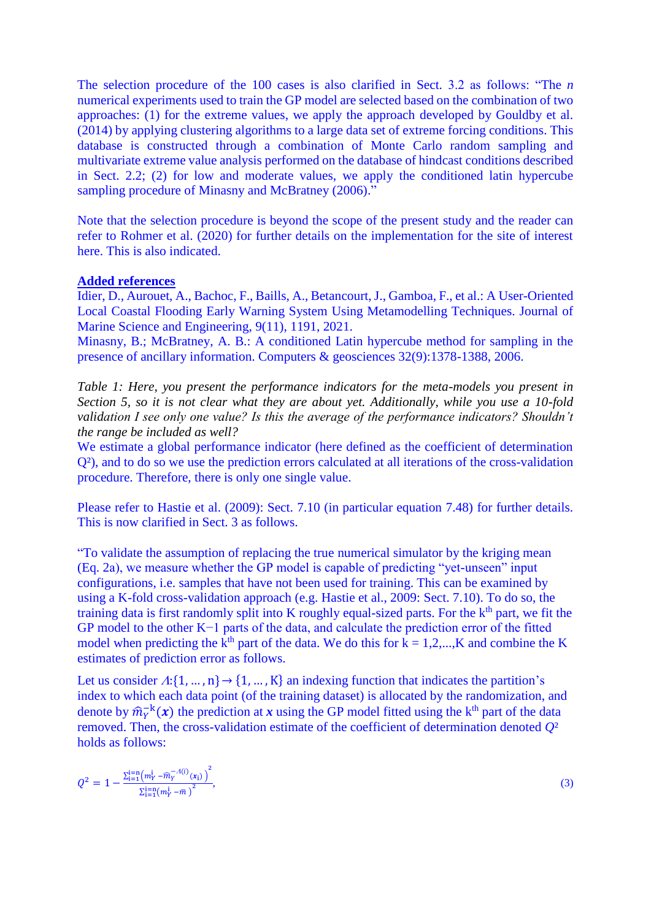The selection procedure of the 100 cases is also clarified in Sect. 3.2 as follows: “The $n$ numerical experiments used to train the GP model are selected based on the combination of two approaches: (1) for the extreme values, we apply the approach developed by Gouldby et al. (2014) by applying clustering algorithms to a large data set of extreme forcing conditions. This database is constructed through a combination of Monte Carlo random sampling and multivariate extreme value analysis performed on the database of hindcast conditions described in Sect. 2.2; (2) for low and moderate values, we apply the conditioned latin hypercube sampling procedure of Minasny and McBratney (2006).”

Note that the selection procedure is beyond the scope of the present study and the reader can refer to Rohmer et al. (2020) for further details on the implementation for the site of interest here. This is also indicated.

**Added references**

Idier, D., Aurouet, A., Bachoc, F., Baills, A., Betancourt, J., Gamboa, F., et al.: A User-Oriented Local Coastal Flooding Early Warning System Using Metamodelling Techniques. Journal of Marine Science and Engineering, 9(11), 1191, 2021.

Minasny, B.; McBratney, A. B.: A conditioned Latin hypercube method for sampling in the presence of ancillary information. Computers & geosciences 32(9):1378-1388, 2006.

*Table 1: Here, you present the performance indicators for the meta-models you present in Section 5, so it is not clear what they are about yet. Additionally, while you use a 10-fold validation I see only one value? Is this the average of the performance indicators? Shouldn't the range be included as well?*

We estimate a global performance indicator (here defined as the coefficient of determination $Q^2$), and to do so we use the prediction errors calculated at all iterations of the cross-validation procedure. Therefore, there is only one single value.

Please refer to Hastie et al. (2009): Sect. 7.10 (in particular equation 7.48) for further details. This is now clarified in Sect. 3 as follows.

“To validate the assumption of replacing the true numerical simulator by the kriging mean (Eq. 2a), we measure whether the GP model is capable of predicting “yet-unseen” input configurations, i.e. samples that have not been used for training. This can be examined by using a K-fold cross-validation approach (e.g. Hastie et al., 2009: Sect. 7.10). To do so, the training data is first randomly split into K roughly equal-sized parts. For the $k^{th}$ part, we fit the GP model to the other K−1 parts of the data, and calculate the prediction error of the fitted model when predicting the $k^{th}$ part of the data. We do this for k = 1,2,...,K and combine the K estimates of prediction error as follows.

Let us consider $\Lambda:\{1,\dots,n\}\rightarrow\{1,\dots,K\}$ an indexing function that indicates the partition's index to which each data point (of the training dataset) is allocated by the randomization, and denote by $\widehat{m}_Y^{-k}(\boldsymbol{x})$ the prediction at $\boldsymbol{x}$ using the GP model fitted using the $k^{th}$ part of the data removed. Then, the cross-validation estimate of the coefficient of determination denoted $Q^2$ holds as follows:

$$Q^2 = 1 - \frac{\sum_{i=1}^{i=n}\left(m_Y^{i} - \widehat{m}_Y^{-\Lambda(i)}(x_i)\right)^2}{\sum_{i=1}^{i=n}\left(m_Y^{i} - \bar{m}\right)^2}, \tag{3}$$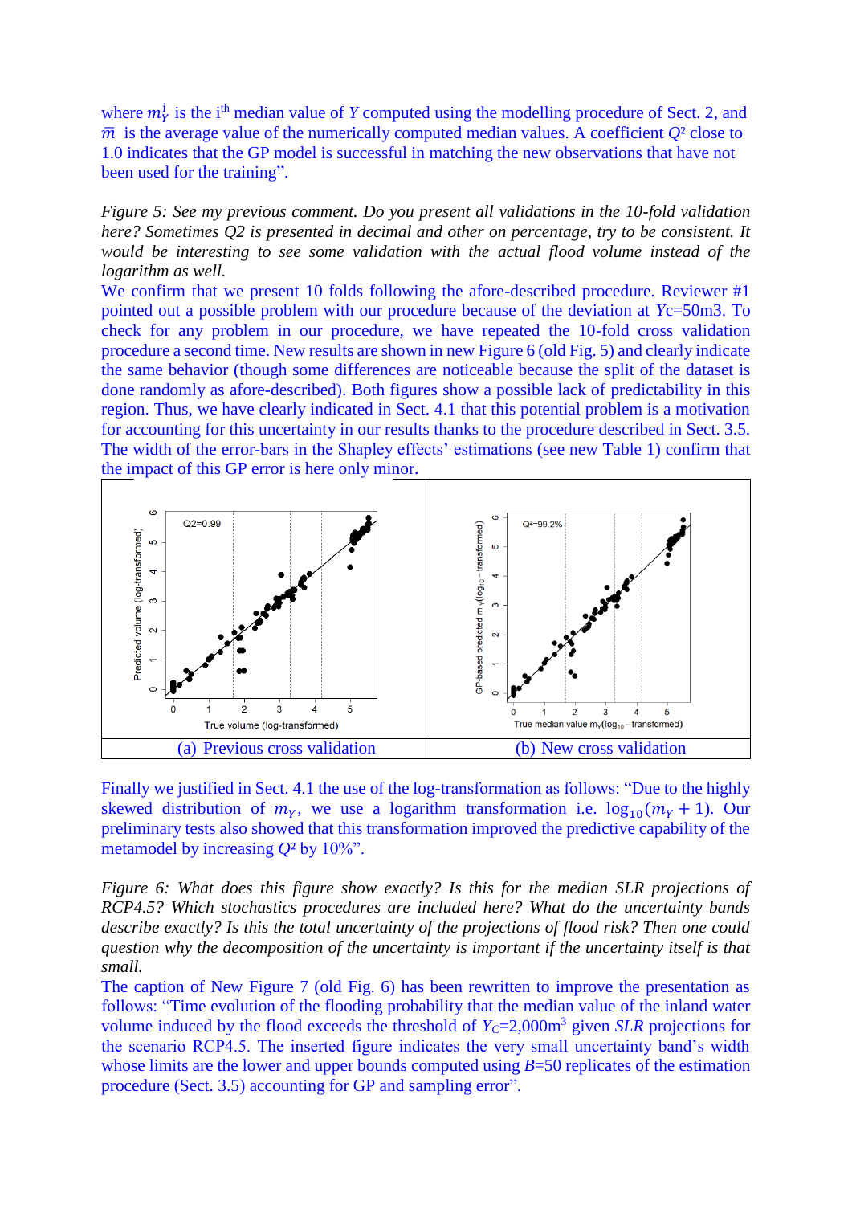where $m_Y^i$ is the i[th] median value of $Y$ computed using the modelling procedure of Sect. 2, and $\bar{m}$ is the average value of the numerically computed median values. A coefficient $Q^2$ close to 1.0 indicates that the GP model is successful in matching the new observations that have not been used for the training".

*Figure 5: See my previous comment. Do you present all validations in the 10-fold validation here? Sometimes Q2 is presented in decimal and other on percentage, try to be consistent. It would be interesting to see some validation with the actual flood volume instead of the logarithm as well.*

We confirm that we present 10 folds following the afore-described procedure. Reviewer #1 pointed out a possible problem with our procedure because of the deviation at $Y$c=50m3. To check for any problem in our procedure, we have repeated the 10-fold cross validation procedure a second time. New results are shown in new Figure 6 (old Fig. 5) and clearly indicate the same behavior (though some differences are noticeable because the split of the dataset is done randomly as afore-described). Both figures show a possible lack of predictability in this region. Thus, we have clearly indicated in Sect. 4.1 that this potential problem is a motivation for accounting for this uncertainty in our results thanks to the procedure described in Sect. 3.5. The width of the error-bars in the Shapley effects' estimations (see new Table 1) confirm that the impact of this GP error is here only minor.

| (a) Previous cross validation | (b) New cross validation |
| --- | --- |

Finally we justified in Sect. 4.1 the use of the log-transformation as follows: "Due to the highly skewed distribution of $m_Y$, we use a logarithm transformation i.e. $\log_{10}(m_Y + 1)$. Our preliminary tests also showed that this transformation improved the predictive capability of the metamodel by increasing $Q^2$ by 10%".

*Figure 6: What does this figure show exactly? Is this for the median SLR projections of RCP4.5? Which stochastics procedures are included here? What do the uncertainty bands describe exactly? Is this the total uncertainty of the projections of flood risk? Then one could question why the decomposition of the uncertainty is important if the uncertainty itself is that small.*

The caption of New Figure 7 (old Fig. 6) has been rewritten to improve the presentation as follows: "Time evolution of the flooding probability that the median value of the inland water volume induced by the flood exceeds the threshold of $Y_C$=2,000m$^3$ given *SLR* projections for the scenario RCP4.5. The inserted figure indicates the very small uncertainty band's width whose limits are the lower and upper bounds computed using $B$=50 replicates of the estimation procedure (Sect. 3.5) accounting for GP and sampling error".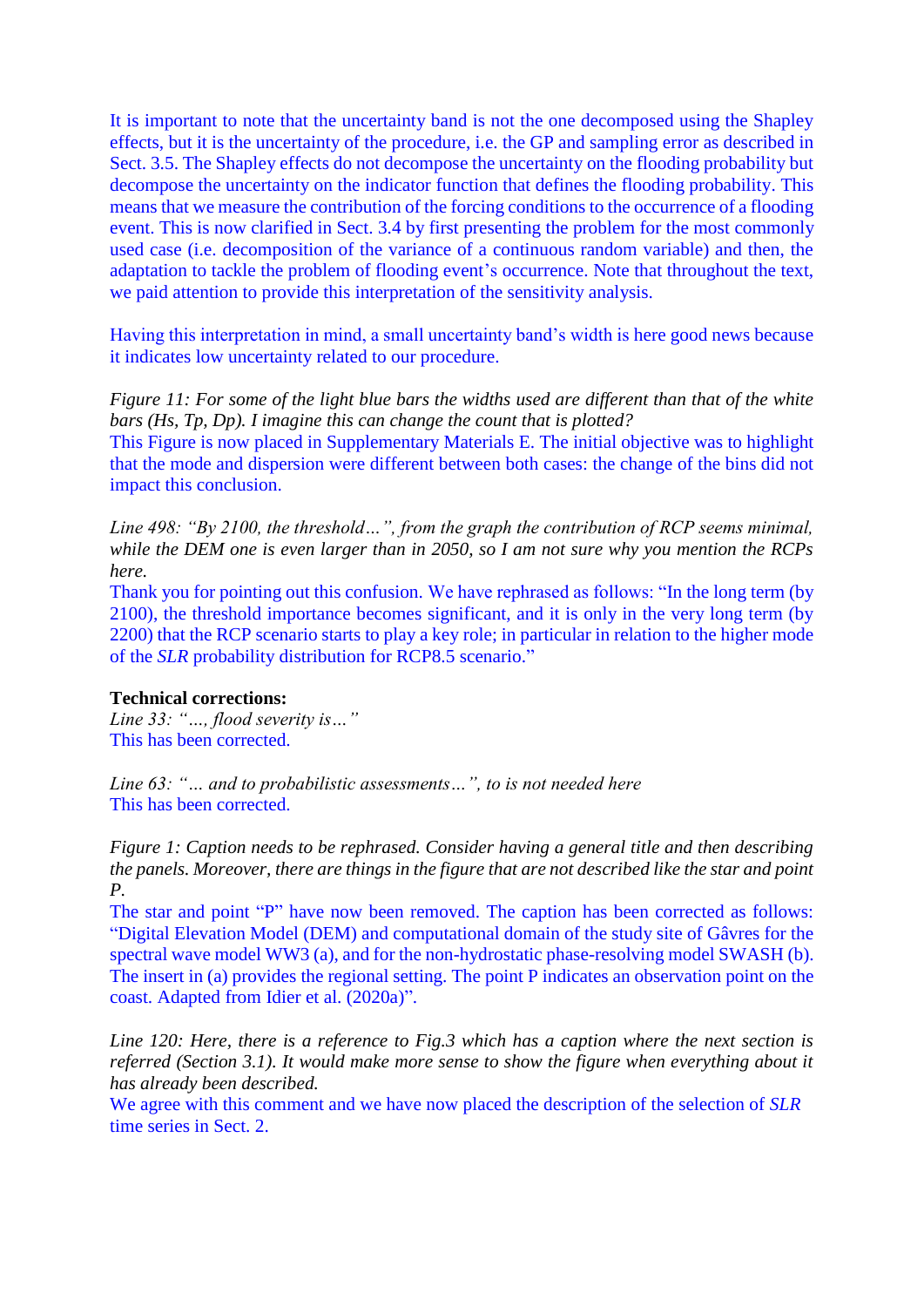It is important to note that the uncertainty band is not the one decomposed using the Shapley effects, but it is the uncertainty of the procedure, i.e. the GP and sampling error as described in Sect. 3.5. The Shapley effects do not decompose the uncertainty on the flooding probability but decompose the uncertainty on the indicator function that defines the flooding probability. This means that we measure the contribution of the forcing conditions to the occurrence of a flooding event. This is now clarified in Sect. 3.4 by first presenting the problem for the most commonly used case (i.e. decomposition of the variance of a continuous random variable) and then, the adaptation to tackle the problem of flooding event's occurrence. Note that throughout the text, we paid attention to provide this interpretation of the sensitivity analysis.

Having this interpretation in mind, a small uncertainty band's width is here good news because it indicates low uncertainty related to our procedure.

*Figure 11: For some of the light blue bars the widths used are different than that of the white bars (Hs, Tp, Dp). I imagine this can change the count that is plotted?*

This Figure is now placed in Supplementary Materials E. The initial objective was to highlight that the mode and dispersion were different between both cases: the change of the bins did not impact this conclusion.

*Line 498: "By 2100, the threshold…", from the graph the contribution of RCP seems minimal, while the DEM one is even larger than in 2050, so I am not sure why you mention the RCPs here.*

Thank you for pointing out this confusion. We have rephrased as follows: "In the long term (by 2100), the threshold importance becomes significant, and it is only in the very long term (by 2200) that the RCP scenario starts to play a key role; in particular in relation to the higher mode of the *SLR* probability distribution for RCP8.5 scenario."

**Technical corrections:**

*Line 33: "…, flood severity is…"*

This has been corrected.

*Line 63: "… and to probabilistic assessments…", to is not needed here*

This has been corrected.

*Figure 1: Caption needs to be rephrased. Consider having a general title and then describing the panels. Moreover, there are things in the figure that are not described like the star and point P.*

The star and point "P" have now been removed. The caption has been corrected as follows: "Digital Elevation Model (DEM) and computational domain of the study site of Gâvres for the spectral wave model WW3 (a), and for the non-hydrostatic phase-resolving model SWASH (b). The insert in (a) provides the regional setting. The point P indicates an observation point on the coast. Adapted from Idier et al. (2020a)".

*Line 120: Here, there is a reference to Fig.3 which has a caption where the next section is referred (Section 3.1). It would make more sense to show the figure when everything about it has already been described.*

We agree with this comment and we have now placed the description of the selection of *SLR* time series in Sect. 2.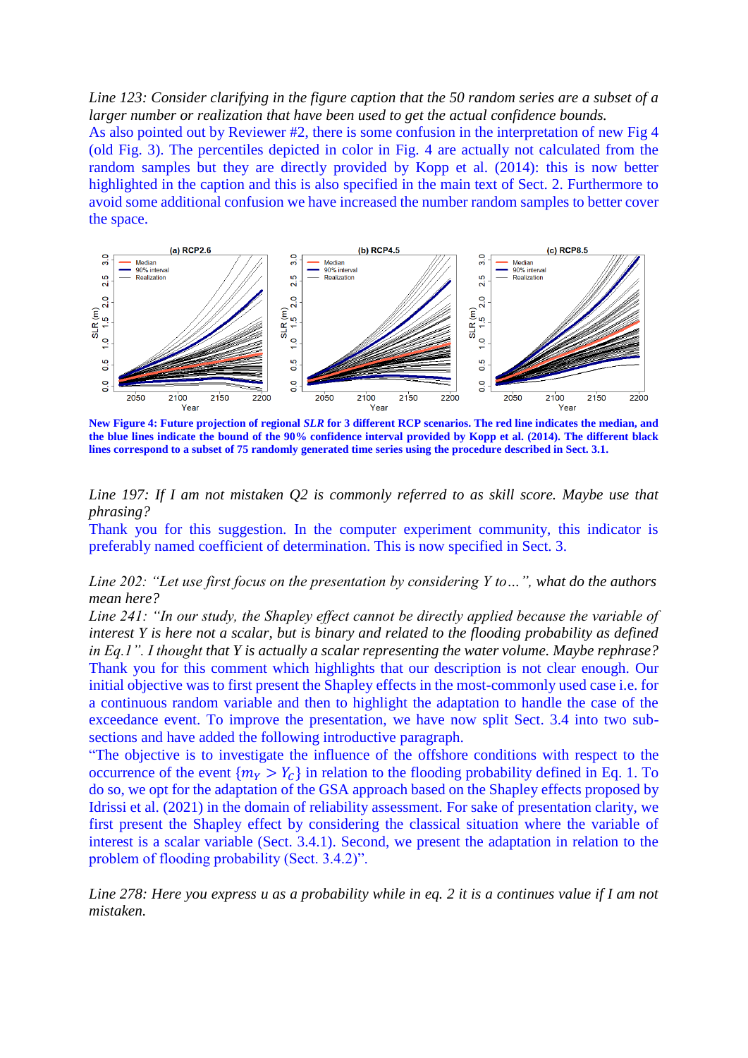*Line 123: Consider clarifying in the figure caption that the 50 random series are a subset of a larger number or realization that have been used to get the actual confidence bounds.*

As also pointed out by Reviewer #2, there is some confusion in the interpretation of new Fig 4 (old Fig. 3). The percentiles depicted in color in Fig. 4 are actually not calculated from the random samples but they are directly provided by Kopp et al. (2014): this is now better highlighted in the caption and this is also specified in the main text of Sect. 2. Furthermore to avoid some additional confusion we have increased the number random samples to better cover the space.

**New Figure 4: Future projection of regional *SLR* for 3 different RCP scenarios. The red line indicates the median, and the blue lines indicate the bound of the 90% confidence interval provided by Kopp et al. (2014). The different black lines correspond to a subset of 75 randomly generated time series using the procedure described in Sect. 3.1.**

*Line 197: If I am not mistaken Q2 is commonly referred to as skill score. Maybe use that phrasing?*

Thank you for this suggestion. In the computer experiment community, this indicator is preferably named coefficient of determination. This is now specified in Sect. 3.

*Line 202: "Let use first focus on the presentation by considering Y to…", what do the authors mean here?*

*Line 241: "In our study, the Shapley effect cannot be directly applied because the variable of interest Y is here not a scalar, but is binary and related to the flooding probability as defined in Eq.1". I thought that Y is actually a scalar representing the water volume. Maybe rephrase?*

Thank you for this comment which highlights that our description is not clear enough. Our initial objective was to first present the Shapley effects in the most-commonly used case i.e. for a continuous random variable and then to highlight the adaptation to handle the case of the exceedance event. To improve the presentation, we have now split Sect. 3.4 into two sub-sections and have added the following introductive paragraph.

"The objective is to investigate the influence of the offshore conditions with respect to the occurrence of the event $\{m_Y > Y_C\}$ in relation to the flooding probability defined in Eq. 1. To do so, we opt for the adaptation of the GSA approach based on the Shapley effects proposed by Idrissi et al. (2021) in the domain of reliability assessment. For sake of presentation clarity, we first present the Shapley effect by considering the classical situation where the variable of interest is a scalar variable (Sect. 3.4.1). Second, we present the adaptation in relation to the problem of flooding probability (Sect. 3.4.2)".

*Line 278: Here you express u as a probability while in eq. 2 it is a continues value if I am not mistaken.*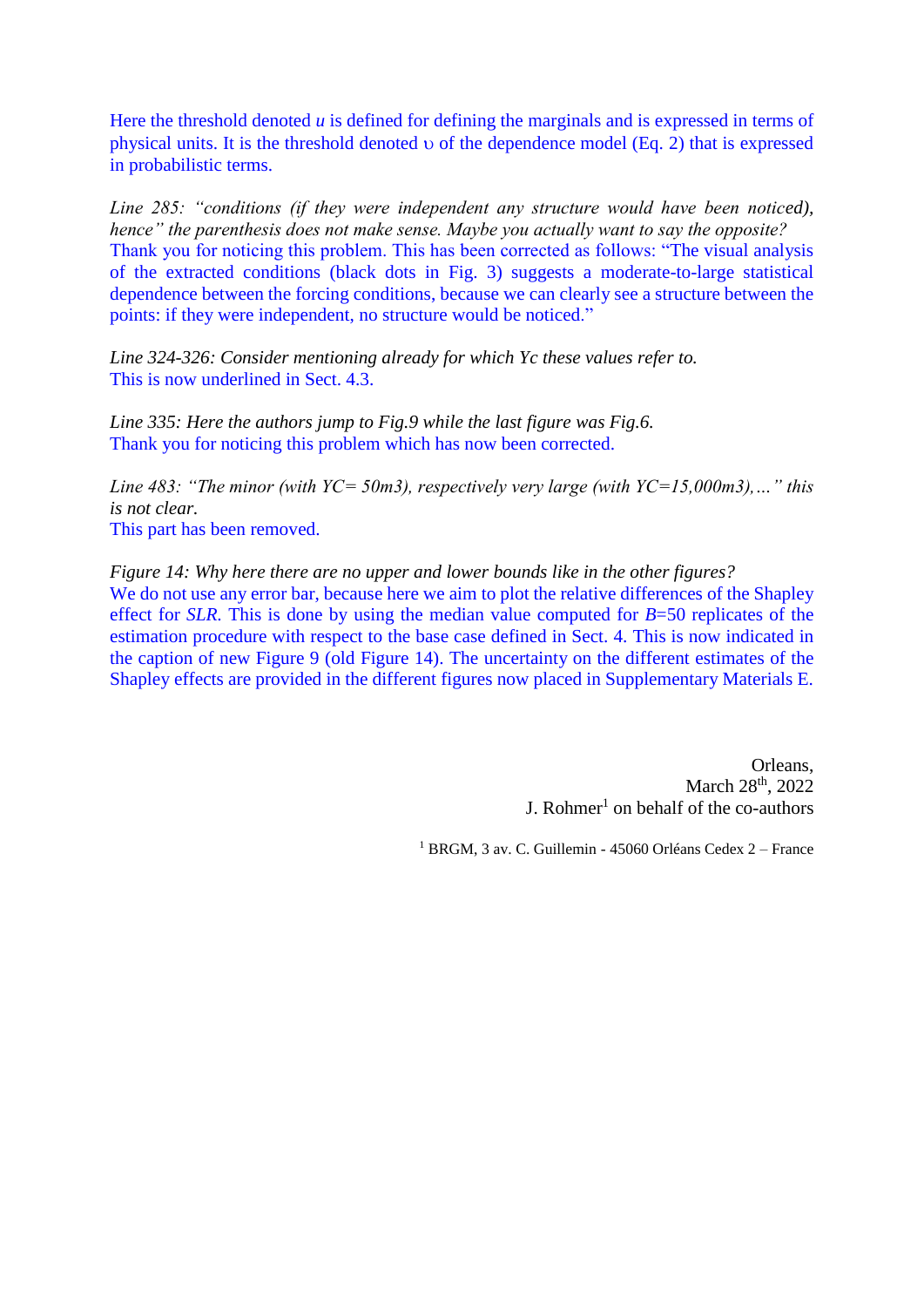Here the threshold denoted $u$ is defined for defining the marginals and is expressed in terms of physical units. It is the threshold denoted $\upsilon$ of the dependence model (Eq. 2) that is expressed in probabilistic terms.

*Line 285: "conditions (if they were independent any structure would have been noticed), hence" the parenthesis does not make sense. Maybe you actually want to say the opposite?*
Thank you for noticing this problem. This has been corrected as follows: "The visual analysis of the extracted conditions (black dots in Fig. 3) suggests a moderate-to-large statistical dependence between the forcing conditions, because we can clearly see a structure between the points: if they were independent, no structure would be noticed."

*Line 324-326: Consider mentioning already for which Yc these values refer to.*
This is now underlined in Sect. 4.3.

*Line 335: Here the authors jump to Fig.9 while the last figure was Fig.6.*
Thank you for noticing this problem which has now been corrected.

*Line 483: "The minor (with YC= 50m3), respectively very large (with YC=15,000m3),…" this is not clear.*
This part has been removed.

*Figure 14: Why here there are no upper and lower bounds like in the other figures?*
We do not use any error bar, because here we aim to plot the relative differences of the Shapley effect for *SLR*. This is done by using the median value computed for $B$=50 replicates of the estimation procedure with respect to the base case defined in Sect. 4. This is now indicated in the caption of new Figure 9 (old Figure 14). The uncertainty on the different estimates of the Shapley effects are provided in the different figures now placed in Supplementary Materials E.

Orleans,
March 28th, 2022
J. Rohmer[1] on behalf of the co-authors

[1] BRGM, 3 av. C. Guillemin - 45060 Orléans Cedex 2 – France